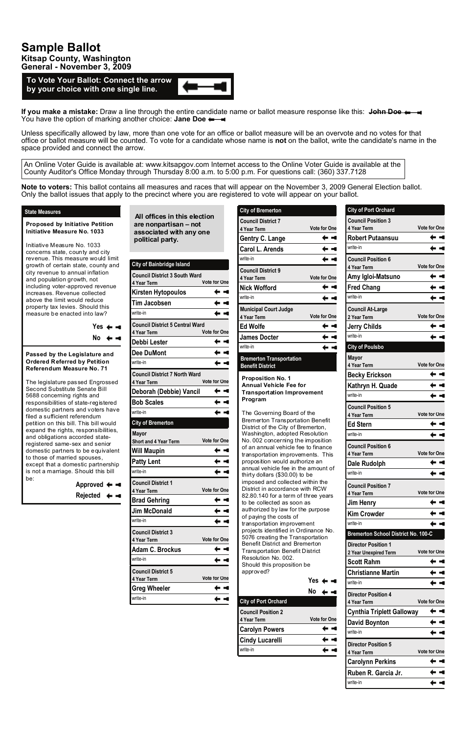# Sample Ballot

**Kitsap County, Washington**
**General - November 3, 2009**

**To Vote Your Ballot: Connect the arrow by your choice with one single line.**

**If you make a mistake:** Draw a line through the entire candidate name or ballot measure response like this: ~~John Doe~~
You have the option of marking another choice: **Jane Doe**

Unless specifically allowed by law, more than one vote for an office or ballot measure will be an overvote and no votes for that office or ballot measure will be counted. To vote for a candidate whose name is **not** on the ballot, write the candidate's name in the space provided and connect the arrow.

An Online Voter Guide is available at: www.kitsapgov.com Internet access to the Online Voter Guide is available at the County Auditor's Office Monday through Thursday 8:00 a.m. to 5:00 p.m. For questions call: (360) 337.7128

**Note to voters:** This ballot contains all measures and races that will appear on the November 3, 2009 General Election ballot. Only the ballot issues that apply to the precinct where you are registered to vote will appear on your ballot.

## State Measures

**Proposed by Initiative Petition Initiative Measure No. 1033**

Initiative Measure No. 1033 concerns state, county and city revenue. This measure would limit growth of certain state, county and city revenue to annual inflation and population growth, not including voter-approved revenue increases. Revenue collected above the limit would reduce property tax levies. Should this measure be enacted into law?

- Yes
- No

**Passed by the Legislature and Ordered Referred by Petition Referendum Measure No. 71**

The legislature passed Engrossed Second Substitute Senate Bill 5688 concerning rights and responsibilities of state-registered domestic partners and voters have filed a sufficient referendum petition on this bill. This bill would expand the rights, responsibilities, and obligations accorded state-registered same-sex and senior domestic partners to be equivalent to those of married spouses, except that a domestic partnership is not a marriage. Should this bill be:

- Approved
- Rejected

**All offices in this election are nonpartisan – not associated with any one political party.**

## City of Bainbridge Island

**Council District 3 South Ward** — 4 Year Term — Vote for One
- Kirsten Hytopoulos
- Tim Jacobsen
- write-in

**Council District 5 Central Ward** — 4 Year Term — Vote for One
- Debbi Lester
- Dee DuMont
- write-in

**Council District 7 North Ward** — 4 Year Term — Vote for One
- Deborah (Debbie) Vancil
- Bob Scales
- write-in

## City of Bremerton

**Mayor** — Short and 4 Year Term — Vote for One
- Will Maupin
- Patty Lent
- write-in

**Council District 1** — 4 Year Term — Vote for One
- Brad Gehring
- Jim McDonald
- write-in

**Council District 3** — 4 Year Term — Vote for One
- Adam C. Brockus
- write-in

**Council District 5** — 4 Year Term — Vote for One
- Greg Wheeler
- write-in

**Council District 7** — 4 Year Term — Vote for One
- Gentry C. Lange
- Carol L. Arends
- write-in

**Council District 9** — 4 Year Term — Vote for One
- Nick Wofford
- write-in

**Municipal Court Judge** — 4 Year Term — Vote for One
- Ed Wolfe
- James Docter
- write-in

## Bremerton Transportation Benefit District

**Proposition No. 1**
**Annual Vehicle Fee for Transportation Improvement Program**

The Governing Board of the Bremerton Transportation Benefit District of the City of Bremerton, Washington, adopted Resolution No. 002 concerning the imposition of an annual vehicle fee to finance transportation improvements. This proposition would authorize an annual vehicle fee in the amount of thirty dollars ($30.00) to be imposed and collected within the District in accordance with RCW 82.80.140 for a term of three years to be collected as soon as authorized by law for the purpose of paying the costs of transportation improvement projects identified in Ordinance No. 5076 creating the Transportation Benefit District and Bremerton Transportation Benefit District Resolution No. 002.
Should this proposition be approved?

- Yes
- No

## City of Port Orchard

**Council Position 2** — 4 Year Term — Vote for One
- Carolyn Powers
- Cindy Lucarelli
- write-in

**Council Position 3** — 4 Year Term — Vote for One
- Robert Putaansuu
- write-in

**Council Position 6** — 4 Year Term — Vote for One
- Amy Igloi-Matsuno
- Fred Chang
- write-in

**Council At-Large** — 2 Year Term — Vote for One
- Jerry Childs
- write-in

## City of Poulsbo

**Mayor** — 4 Year Term — Vote for One
- Becky Erickson
- Kathryn H. Quade
- write-in

**Council Position 5** — 4 Year Term — Vote for One
- Ed Stern
- write-in

**Council Position 6** — 4 Year Term — Vote for One
- Dale Rudolph
- write-in

**Council Position 7** — 4 Year Term — Vote for One
- Jim Henry
- Kim Crowder
- write-in

## Bremerton School District No. 100-C

**Director Position 1** — 2 Year Unexpired Term — Vote for One
- Scott Rahm
- Christianne Martin
- write-in

**Director Position 4** — 4 Year Term — Vote for One
- Cynthia Triplett Galloway
- David Boynton
- write-in

**Director Position 5** — 4 Year Term — Vote for One
- Carolynn Perkins
- Ruben R. Garcia Jr.
- write-in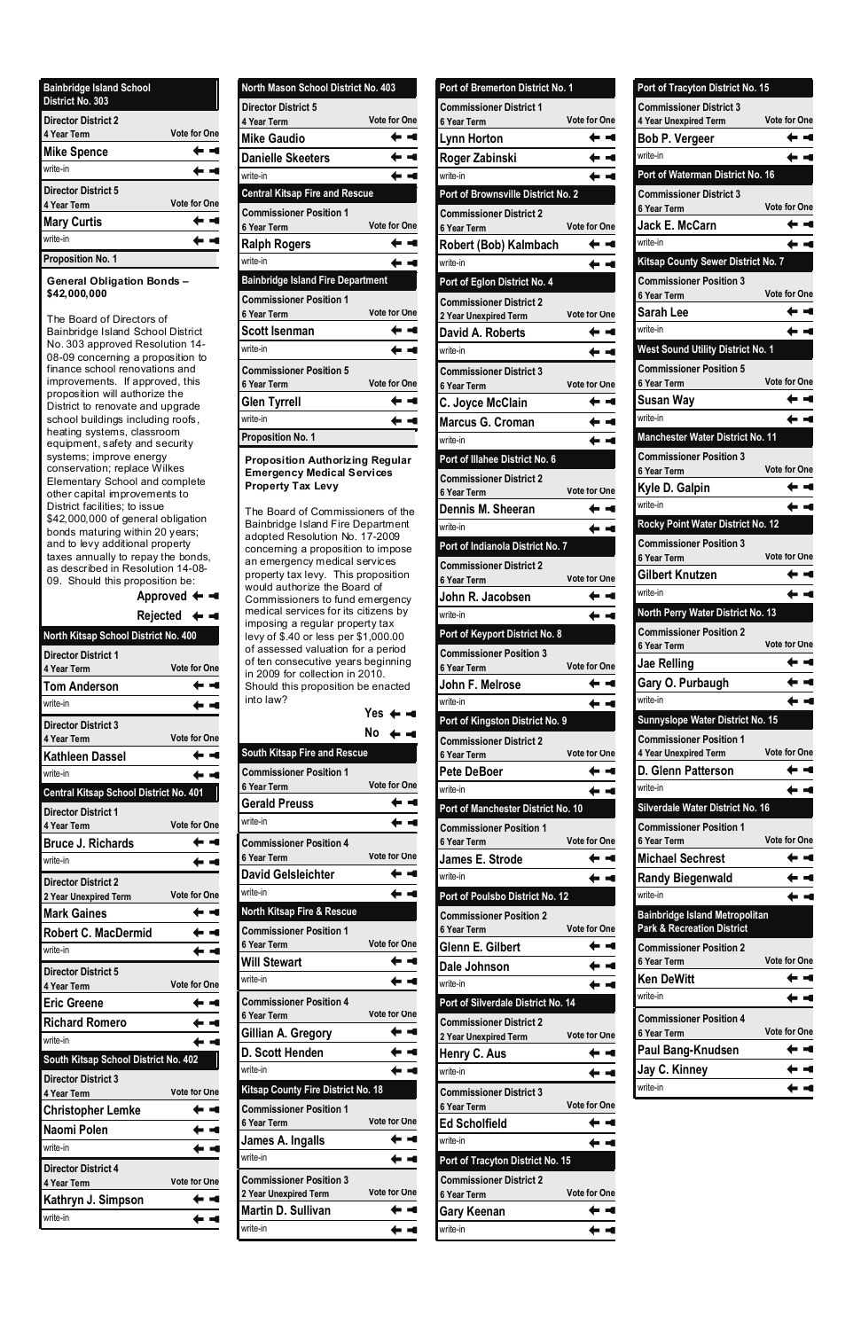## Bainbridge Island School District No. 303

**Director District 2**
4 Year Term — Vote for One

- Mike Spence
- write-in

**Director District 5**
4 Year Term — Vote for One

- Mary Curtis
- write-in

**Proposition No. 1**

**General Obligation Bonds – $42,000,000**

The Board of Directors of Bainbridge Island School District No. 303 approved Resolution 14-08-09 concerning a proposition to finance school renovations and improvements. If approved, this proposition will authorize the District to renovate and upgrade school buildings including roofs, heating systems, classroom equipment, safety and security systems; improve energy conservation; replace Wilkes Elementary School and complete other capital improvements to District facilities; to issue $42,000,000 of general obligation bonds maturing within 20 years; and to levy additional property taxes annually to repay the bonds, as described in Resolution 14-08-09. Should this proposition be:

- Approved
- Rejected

## North Kitsap School District No. 400

**Director District 1**
4 Year Term — Vote for One

- Tom Anderson
- write-in

**Director District 3**
4 Year Term — Vote for One

- Kathleen Dassel
- write-in

## Central Kitsap School District No. 401

**Director District 1**
4 Year Term — Vote for One

- Bruce J. Richards
- write-in

**Director District 2**
2 Year Unexpired Term — Vote for One

- Mark Gaines
- Robert C. MacDermid
- write-in

**Director District 5**
4 Year Term — Vote for One

- Eric Greene
- Richard Romero
- write-in

## South Kitsap School District No. 402

**Director District 3**
4 Year Term — Vote for One

- Christopher Lemke
- Naomi Polen
- write-in

**Director District 4**
4 Year Term — Vote for One

- Kathryn J. Simpson
- write-in

## North Mason School District No. 403

**Director District 5**
4 Year Term — Vote for One

- Mike Gaudio
- Danielle Skeeters
- write-in

## Central Kitsap Fire and Rescue

**Commissioner Position 1**
6 Year Term — Vote for One

- Ralph Rogers
- write-in

## Bainbridge Island Fire Department

**Commissioner Position 1**
6 Year Term — Vote for One

- Scott Isenman
- write-in

**Commissioner Position 5**
6 Year Term — Vote for One

- Glen Tyrrell
- write-in

**Proposition No. 1**

**Proposition Authorizing Regular Emergency Medical Services Property Tax Levy**

The Board of Commissioners of the Bainbridge Island Fire Department adopted Resolution No. 17-2009 concerning a proposition to impose an emergency medical services property tax levy. This proposition would authorize the Board of Commissioners to fund emergency medical services for its citizens by imposing a regular property tax levy of $.40 or less per $1,000.00 of assessed valuation for a period of ten consecutive years beginning in 2009 for collection in 2010. Should this proposition be enacted into law?

- Yes
- No

## South Kitsap Fire and Rescue

**Commissioner Position 1**
6 Year Term — Vote for One

- Gerald Preuss
- write-in

**Commissioner Position 4**
6 Year Term — Vote for One

- David Gelsleichter
- write-in

## North Kitsap Fire & Rescue

**Commissioner Position 1**
6 Year Term — Vote for One

- Will Stewart
- write-in

**Commissioner Position 4**
6 Year Term — Vote for One

- Gillian A. Gregory
- D. Scott Henden
- write-in

## Kitsap County Fire District No. 18

**Commissioner Position 1**
6 Year Term — Vote for One

- James A. Ingalls
- write-in

**Commissioner Position 3**
2 Year Unexpired Term — Vote for One

- Martin D. Sullivan
- write-in

## Port of Bremerton District No. 1

**Commissioner District 1**
6 Year Term — Vote for One

- Lynn Horton
- Roger Zabinski
- write-in

## Port of Brownsville District No. 2

**Commissioner District 2**
6 Year Term — Vote for One

- Robert (Bob) Kalmbach
- write-in

## Port of Eglon District No. 4

**Commissioner District 2**
2 Year Unexpired Term — Vote for One

- David A. Roberts
- write-in

**Commissioner District 3**
6 Year Term — Vote for One

- C. Joyce McClain
- Marcus G. Croman
- write-in

## Port of Illahee District No. 6

**Commissioner District 2**
6 Year Term — Vote for One

- Dennis M. Sheeran
- write-in

## Port of Indianola District No. 7

**Commissioner District 2**
6 Year Term — Vote for One

- John R. Jacobsen
- write-in

## Port of Keyport District No. 8

**Commissioner Position 3**
6 Year Term — Vote for One

- John F. Melrose
- write-in

## Port of Kingston District No. 9

**Commissioner District 2**
6 Year Term — Vote for One

- Pete DeBoer
- write-in

## Port of Manchester District No. 10

**Commissioner Position 1**
6 Year Term — Vote for One

- James E. Strode
- write-in

## Port of Poulsbo District No. 12

**Commissioner Position 2**
6 Year Term — Vote for One

- Glenn E. Gilbert
- Dale Johnson
- write-in

## Port of Silverdale District No. 14

**Commissioner District 2**
2 Year Unexpired Term — Vote for One

- Henry C. Aus
- write-in

**Commissioner District 3**
6 Year Term — Vote for One

- Ed Schofield
- write-in

## Port of Tracyton District No. 15

**Commissioner District 2**
6 Year Term — Vote for One

- Gary Keenan
- write-in

**Commissioner District 3**
4 Year Unexpired Term — Vote for One

- Bob P. Vergeer
- write-in

## Port of Waterman District No. 16

**Commissioner District 3**
6 Year Term — Vote for One

- Jack E. McCarn
- write-in

## Kitsap County Sewer District No. 7

**Commissioner Position 3**
6 Year Term — Vote for One

- Sarah Lee
- write-in

## West Sound Utility District No. 1

**Commissioner Position 5**
6 Year Term — Vote for One

- Susan Way
- write-in

## Manchester Water District No. 11

**Commissioner Position 3**
6 Year Term — Vote for One

- Kyle D. Galpin
- write-in

## Rocky Point Water District No. 12

**Commissioner Position 3**
6 Year Term — Vote for One

- Gilbert Knutzen
- write-in

## North Perry Water District No. 13

**Commissioner Position 2**
6 Year Term — Vote for One

- Jae Relling
- Gary O. Purbaugh
- write-in

## Sunnyslope Water District No. 15

**Commissioner Position 1**
4 Year Unexpired Term — Vote for One

- D. Glenn Patterson
- write-in

## Silverdale Water District No. 16

**Commissioner Position 1**
6 Year Term — Vote for One

- Michael Sechrest
- Randy Biegenwald
- write-in

## Bainbridge Island Metropolitan Park & Recreation District

**Commissioner Position 2**
6 Year Term — Vote for One

- Ken DeWitt
- write-in

**Commissioner Position 4**
6 Year Term — Vote for One

- Paul Bang-Knudsen
- Jay C. Kinney
- write-in